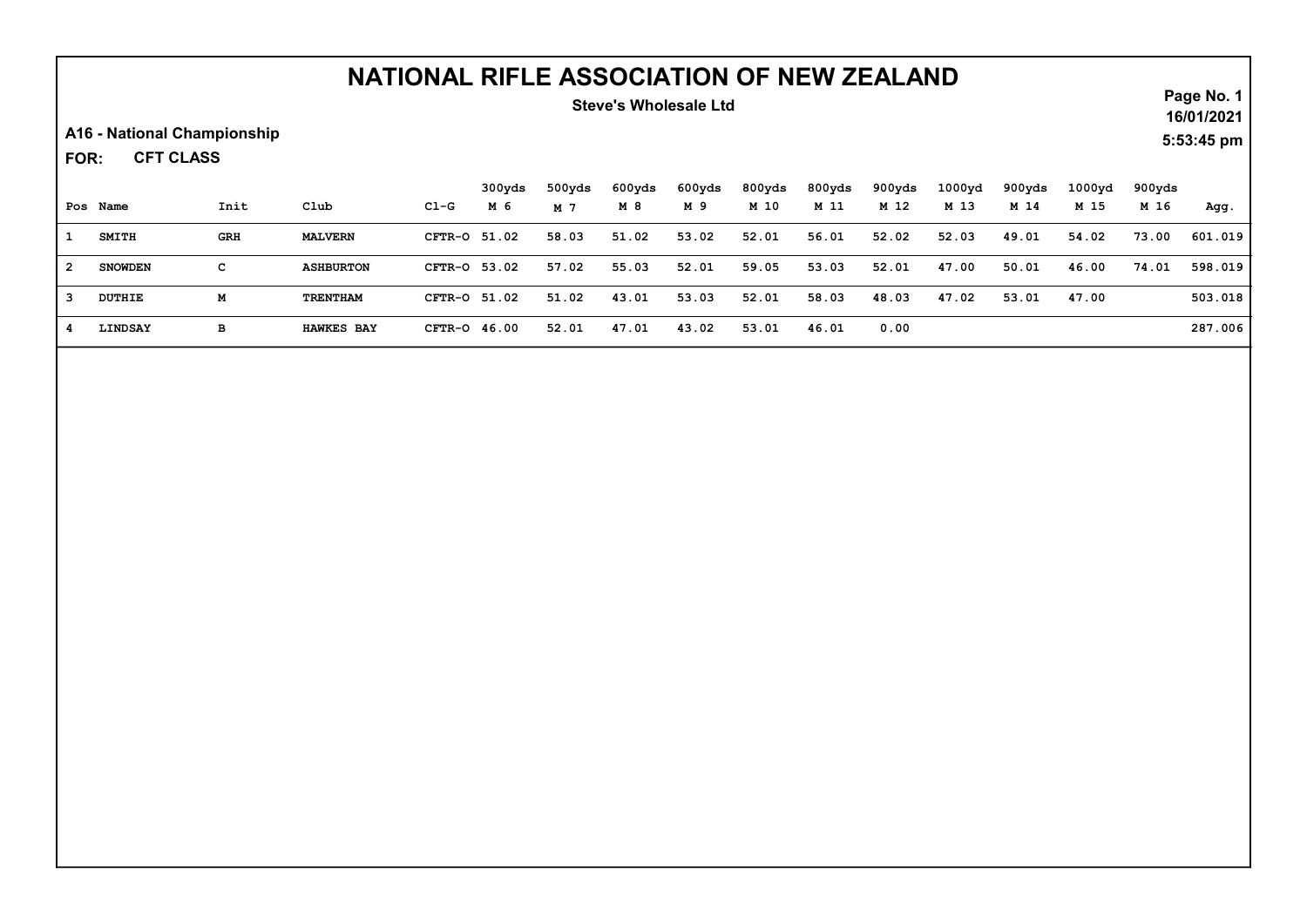# NATIONAL RIFLE ASSOCIATION OF NEW ZEALAND

**Steve's Wholesale Ltd**

**A16 - National Championship**

**FOR: CFT CLASS**

16/01/2021
5:53:45 pm

| Pos | Name | Init | Club | Cl-G | 300yds M 6 | 500yds M 7 | 600yds M 8 | 600yds M 9 | 800yds M 10 | 800yds M 11 | 900yds M 12 | 1000yd M 13 | 900yds M 14 | 1000yd M 15 | 900yds M 16 | Agg. |
|---|---|---|---|---|---|---|---|---|---|---|---|---|---|---|---|---|
| 1 | SMITH | GRH | MALVERN | CFTR-O | 51.02 | 58.03 | 51.02 | 53.02 | 52.01 | 56.01 | 52.02 | 52.03 | 49.01 | 54.02 | 73.00 | 601.019 |
| 2 | SNOWDEN | C | ASHBURTON | CFTR-O | 53.02 | 57.02 | 55.03 | 52.01 | 59.05 | 53.03 | 52.01 | 47.00 | 50.01 | 46.00 | 74.01 | 598.019 |
| 3 | DUTHIE | M | TRENTHAM | CFTR-O | 51.02 | 51.02 | 43.01 | 53.03 | 52.01 | 58.03 | 48.03 | 47.02 | 53.01 | 47.00 | | 503.018 |
| 4 | LINDSAY | B | HAWKES BAY | CFTR-O | 46.00 | 52.01 | 47.01 | 43.02 | 53.01 | 46.01 | 0.00 | | | | | 287.006 |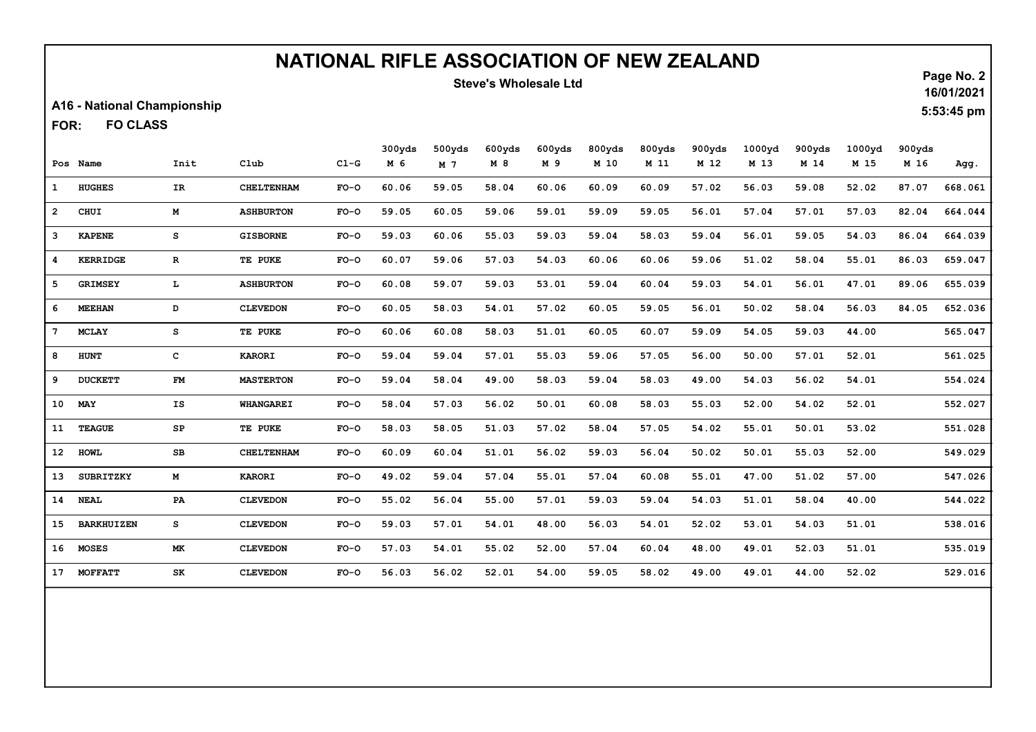# NATIONAL RIFLE ASSOCIATION OF NEW ZEALAND

**Steve's Wholesale Ltd**

**A16 - National Championship**

**FOR: FO CLASS**

16/01/2021
5:53:45 pm

| Pos | Name | Init | Club | Cl-G | 300yds M 6 | 500yds M 7 | 600yds M 8 | 600yds M 9 | 800yds M 10 | 800yds M 11 | 900yds M 12 | 1000yd M 13 | 900yds M 14 | 1000yd M 15 | 900yds M 16 | Agg. |
|---|---|---|---|---|---|---|---|---|---|---|---|---|---|---|---|---|
| 1 | HUGHES | IR | CHELTENHAM | FO-O | 60.06 | 59.05 | 58.04 | 60.06 | 60.09 | 60.09 | 57.02 | 56.03 | 59.08 | 52.02 | 87.07 | 668.061 |
| 2 | CHUI | M | ASHBURTON | FO-O | 59.05 | 60.05 | 59.06 | 59.01 | 59.09 | 59.05 | 56.01 | 57.04 | 57.01 | 57.03 | 82.04 | 664.044 |
| 3 | KAPENE | S | GISBORNE | FO-O | 59.03 | 60.06 | 55.03 | 59.03 | 59.04 | 58.03 | 59.04 | 56.01 | 59.05 | 54.03 | 86.04 | 664.039 |
| 4 | KERRIDGE | R | TE PUKE | FO-O | 60.07 | 59.06 | 57.03 | 54.03 | 60.06 | 60.06 | 59.06 | 51.02 | 58.04 | 55.01 | 86.03 | 659.047 |
| 5 | GRIMSEY | L | ASHBURTON | FO-O | 60.08 | 59.07 | 59.03 | 53.01 | 59.04 | 60.04 | 59.03 | 54.01 | 56.01 | 47.01 | 89.06 | 655.039 |
| 6 | MEEHAN | D | CLEVEDON | FO-O | 60.05 | 58.03 | 54.01 | 57.02 | 60.05 | 59.05 | 56.01 | 50.02 | 58.04 | 56.03 | 84.05 | 652.036 |
| 7 | MCLAY | S | TE PUKE | FO-O | 60.06 | 60.08 | 58.03 | 51.01 | 60.05 | 60.07 | 59.09 | 54.05 | 59.03 | 44.00 | | 565.047 |
| 8 | HUNT | C | KARORI | FO-O | 59.04 | 59.04 | 57.01 | 55.03 | 59.06 | 57.05 | 56.00 | 50.00 | 57.01 | 52.01 | | 561.025 |
| 9 | DUCKETT | FM | MASTERTON | FO-O | 59.04 | 58.04 | 49.00 | 58.03 | 59.04 | 58.03 | 49.00 | 54.03 | 56.02 | 54.01 | | 554.024 |
| 10 | MAY | IS | WHANGAREI | FO-O | 58.04 | 57.03 | 56.02 | 50.01 | 60.08 | 58.03 | 55.03 | 52.00 | 54.02 | 52.01 | | 552.027 |
| 11 | TEAGUE | SP | TE PUKE | FO-O | 58.03 | 58.05 | 51.03 | 57.02 | 58.04 | 57.05 | 54.02 | 55.01 | 50.01 | 53.02 | | 551.028 |
| 12 | HOWL | SB | CHELTENHAM | FO-O | 60.09 | 60.04 | 51.01 | 56.02 | 59.03 | 56.04 | 50.02 | 50.01 | 55.03 | 52.00 | | 549.029 |
| 13 | SUBRITZKY | M | KARORI | FO-O | 49.02 | 59.04 | 57.04 | 55.01 | 57.04 | 60.08 | 55.01 | 47.00 | 51.02 | 57.00 | | 547.026 |
| 14 | NEAL | PA | CLEVEDON | FO-O | 55.02 | 56.04 | 55.00 | 57.01 | 59.03 | 59.04 | 54.03 | 51.01 | 58.04 | 40.00 | | 544.022 |
| 15 | BARKHUIZEN | S | CLEVEDON | FO-O | 59.03 | 57.01 | 54.01 | 48.00 | 56.03 | 54.01 | 52.02 | 53.01 | 54.03 | 51.01 | | 538.016 |
| 16 | MOSES | MK | CLEVEDON | FO-O | 57.03 | 54.01 | 55.02 | 52.00 | 57.04 | 60.04 | 48.00 | 49.01 | 52.03 | 51.01 | | 535.019 |
| 17 | MOFFATT | SK | CLEVEDON | FO-O | 56.03 | 56.02 | 52.01 | 54.00 | 59.05 | 58.02 | 49.00 | 49.01 | 44.00 | 52.02 | | 529.016 |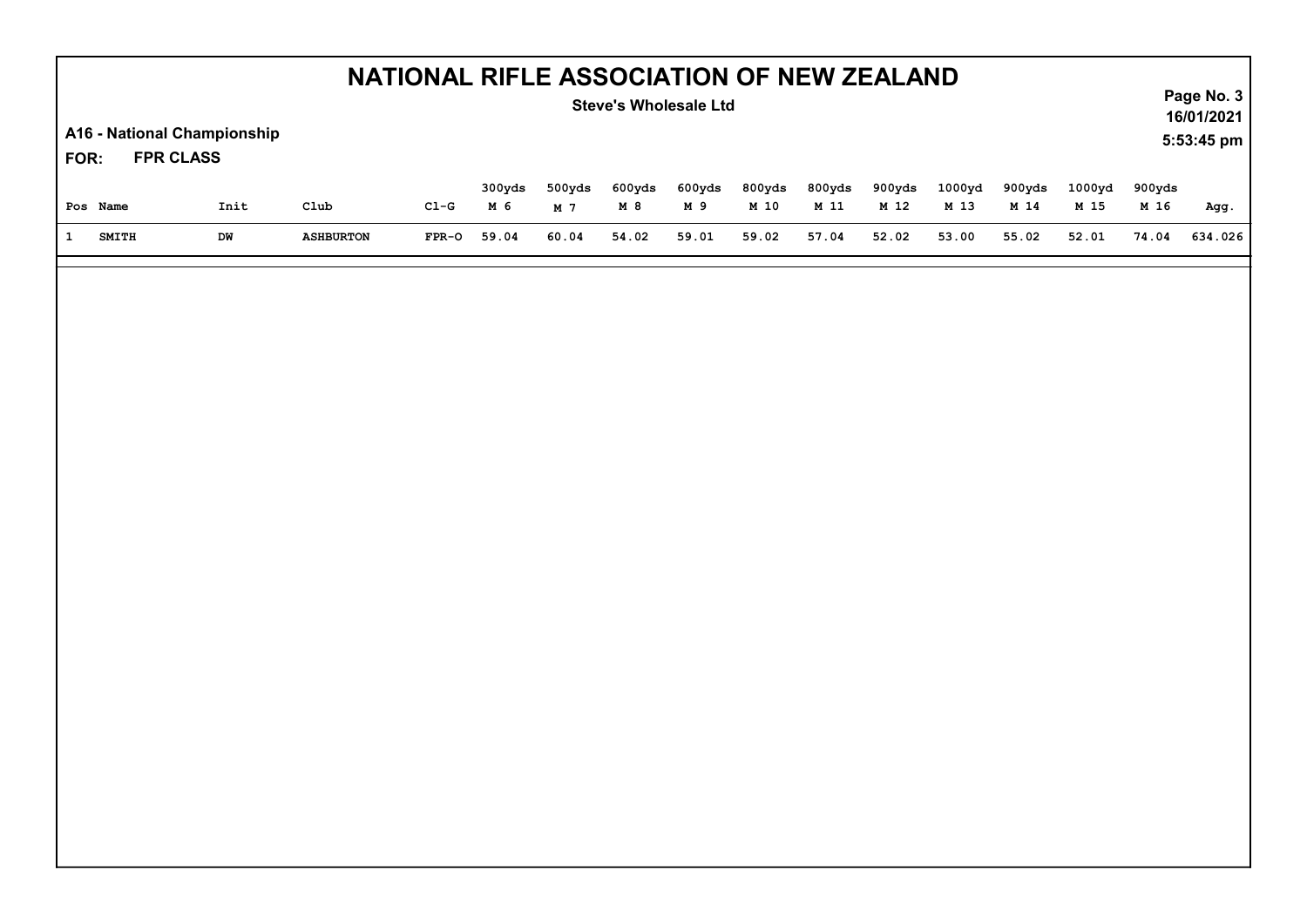# NATIONAL RIFLE ASSOCIATION OF NEW ZEALAND

**Steve's Wholesale Ltd**

**A16 - National Championship**

**FOR: FPR CLASS**

| Pos | Name | Init | Club | Cl-G | 300yds M 6 | 500yds M 7 | 600yds M 8 | 600yds M 9 | 800yds M 10 | 800yds M 11 | 900yds M 12 | 1000yd M 13 | 900yds M 14 | 1000yd M 15 | 900yds M 16 | Agg. |
|---|---|---|---|---|---|---|---|---|---|---|---|---|---|---|---|---|
| 1 | SMITH | DW | ASHBURTON | FPR-O | 59.04 | 60.04 | 54.02 | 59.01 | 59.02 | 57.04 | 52.02 | 53.00 | 55.02 | 52.01 | 74.04 | 634.026 |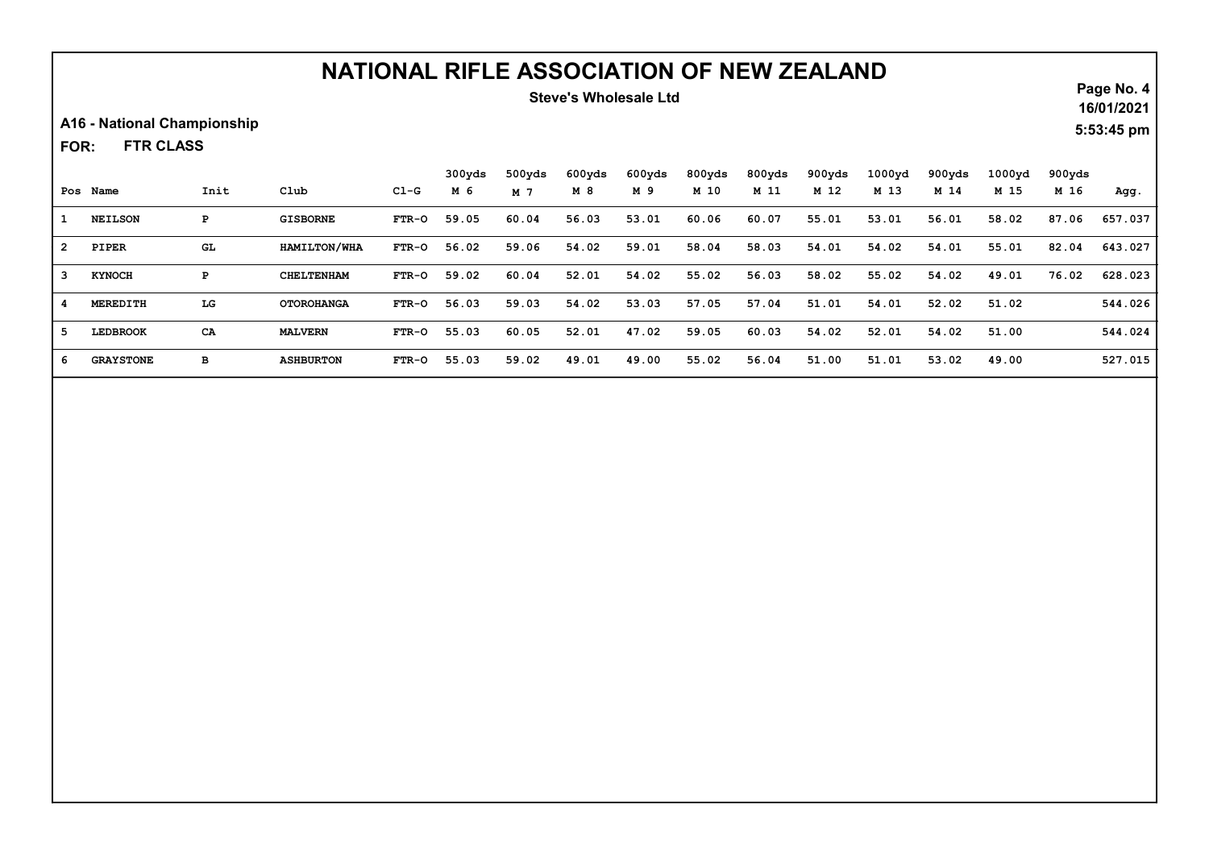# NATIONAL RIFLE ASSOCIATION OF NEW ZEALAND

**Steve's Wholesale Ltd**

16/01/2021
5:53:45 pm

**A16 - National Championship**

**FOR: FTR CLASS**

| Pos | Name | Init | Club | Cl-G | 300yds M 6 | 500yds M 7 | 600yds M 8 | 600yds M 9 | 800yds M 10 | 800yds M 11 | 900yds M 12 | 1000yd M 13 | 900yds M 14 | 1000yd M 15 | 900yds M 16 | Agg. |
|---|---|---|---|---|---|---|---|---|---|---|---|---|---|---|---|---|
| 1 | NEILSON | P | GISBORNE | FTR-O | 59.05 | 60.04 | 56.03 | 53.01 | 60.06 | 60.07 | 55.01 | 53.01 | 56.01 | 58.02 | 87.06 | 657.037 |
| 2 | PIPER | GL | HAMILTON/WHA | FTR-O | 56.02 | 59.06 | 54.02 | 59.01 | 58.04 | 58.03 | 54.01 | 54.02 | 54.01 | 55.01 | 82.04 | 643.027 |
| 3 | KYNOCH | P | CHELTENHAM | FTR-O | 59.02 | 60.04 | 52.01 | 54.02 | 55.02 | 56.03 | 58.02 | 55.02 | 54.02 | 49.01 | 76.02 | 628.023 |
| 4 | MEREDITH | LG | OTOROHANGA | FTR-O | 56.03 | 59.03 | 54.02 | 53.03 | 57.05 | 57.04 | 51.01 | 54.01 | 52.02 | 51.02 | | 544.026 |
| 5 | LEDBROOK | CA | MALVERN | FTR-O | 55.03 | 60.05 | 52.01 | 47.02 | 59.05 | 60.03 | 54.02 | 52.01 | 54.02 | 51.00 | | 544.024 |
| 6 | GRAYSTONE | B | ASHBURTON | FTR-O | 55.03 | 59.02 | 49.01 | 49.00 | 55.02 | 56.04 | 51.00 | 51.01 | 53.02 | 49.00 | | 527.015 |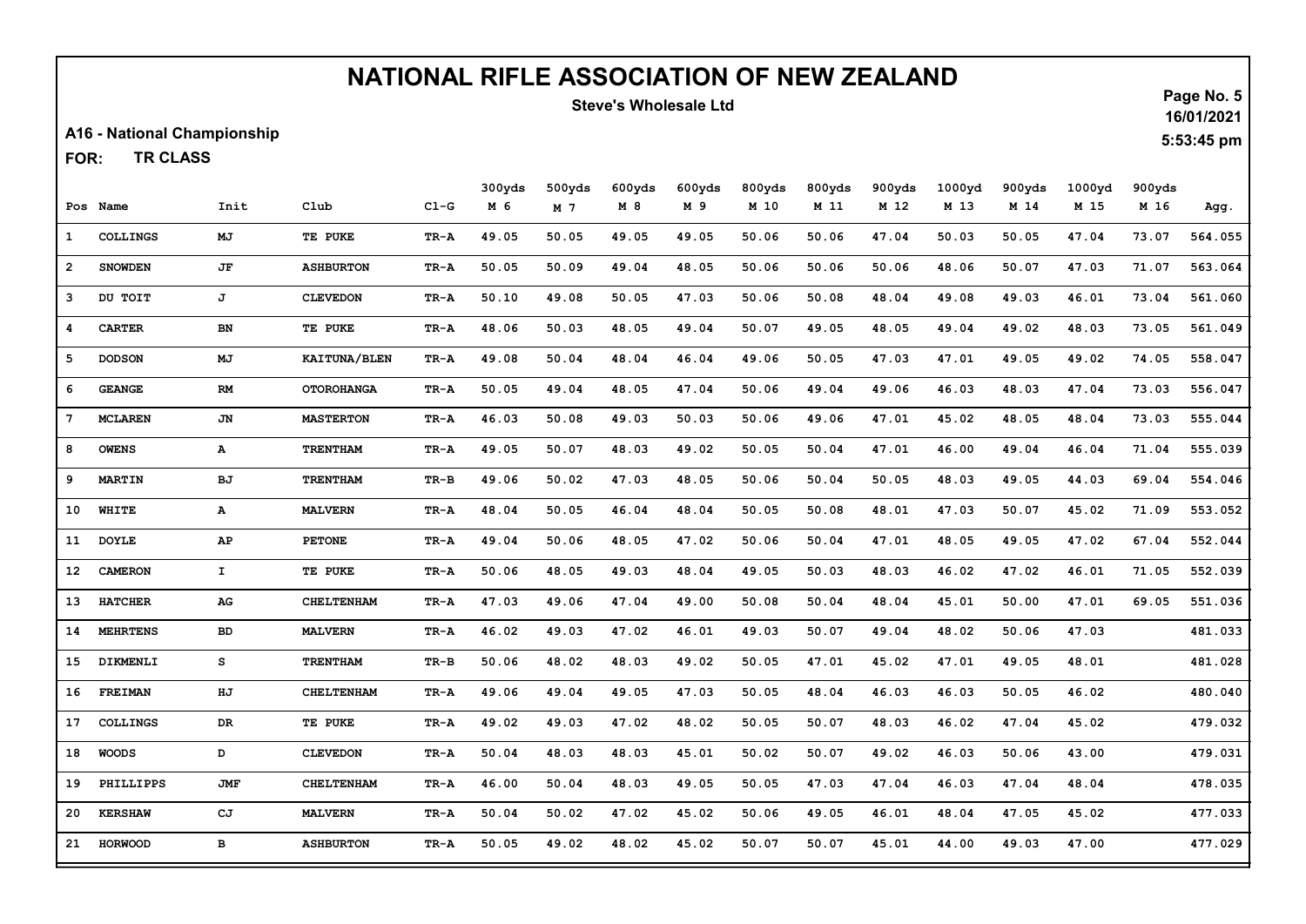# NATIONAL RIFLE ASSOCIATION OF NEW ZEALAND

**Steve's Wholesale Ltd**

**A16 - National Championship**

**FOR: TR CLASS**

16/01/2021
5:53:45 pm

| Pos | Name | Init | Club | Cl-G | 300yds M 6 | 500yds M 7 | 600yds M 8 | 600yds M 9 | 800yds M 10 | 800yds M 11 | 900yds M 12 | 1000yd M 13 | 900yds M 14 | 1000yd M 15 | 900yds M 16 | Agg. |
|---|---|---|---|---|---|---|---|---|---|---|---|---|---|---|---|---|
| 1 | COLLINGS | MJ | TE PUKE | TR-A | 49.05 | 50.05 | 49.05 | 49.05 | 50.06 | 50.06 | 47.04 | 50.03 | 50.05 | 47.04 | 73.07 | 564.055 |
| 2 | SNOWDEN | JF | ASHBURTON | TR-A | 50.05 | 50.09 | 49.04 | 48.05 | 50.06 | 50.06 | 50.06 | 48.06 | 50.07 | 47.03 | 71.07 | 563.064 |
| 3 | DU TOIT | J | CLEVEDON | TR-A | 50.10 | 49.08 | 50.05 | 47.03 | 50.06 | 50.08 | 48.04 | 49.08 | 49.03 | 46.01 | 73.04 | 561.060 |
| 4 | CARTER | BN | TE PUKE | TR-A | 48.06 | 50.03 | 48.05 | 49.04 | 50.07 | 49.05 | 48.05 | 49.04 | 49.02 | 48.03 | 73.05 | 561.049 |
| 5 | DODSON | MJ | KAITUNA/BLEN | TR-A | 49.08 | 50.04 | 48.04 | 46.04 | 49.06 | 50.05 | 47.03 | 47.01 | 49.05 | 49.02 | 74.05 | 558.047 |
| 6 | GEANGE | RM | OTOROHANGA | TR-A | 50.05 | 49.04 | 48.05 | 47.04 | 50.06 | 49.04 | 49.06 | 46.03 | 48.03 | 47.04 | 73.03 | 556.047 |
| 7 | MCLAREN | JN | MASTERTON | TR-A | 46.03 | 50.08 | 49.03 | 50.03 | 50.06 | 49.06 | 47.01 | 45.02 | 48.05 | 48.04 | 73.03 | 555.044 |
| 8 | OWENS | A | TRENTHAM | TR-A | 49.05 | 50.07 | 48.03 | 49.02 | 50.05 | 50.04 | 47.01 | 46.00 | 49.04 | 46.04 | 71.04 | 555.039 |
| 9 | MARTIN | BJ | TRENTHAM | TR-B | 49.06 | 50.02 | 47.03 | 48.05 | 50.06 | 50.04 | 50.05 | 48.03 | 49.05 | 44.03 | 69.04 | 554.046 |
| 10 | WHITE | A | MALVERN | TR-A | 48.04 | 50.05 | 46.04 | 48.04 | 50.05 | 50.08 | 48.01 | 47.03 | 50.07 | 45.02 | 71.09 | 553.052 |
| 11 | DOYLE | AP | PETONE | TR-A | 49.04 | 50.06 | 48.05 | 47.02 | 50.06 | 50.04 | 47.01 | 48.05 | 49.05 | 47.02 | 67.04 | 552.044 |
| 12 | CAMERON | I | TE PUKE | TR-A | 50.06 | 48.05 | 49.03 | 48.04 | 49.05 | 50.03 | 48.03 | 46.02 | 47.02 | 46.01 | 71.05 | 552.039 |
| 13 | HATCHER | AG | CHELTENHAM | TR-A | 47.03 | 49.06 | 47.04 | 49.00 | 50.08 | 50.04 | 48.04 | 45.01 | 50.00 | 47.01 | 69.05 | 551.036 |
| 14 | MEHRTENS | BD | MALVERN | TR-A | 46.02 | 49.03 | 47.02 | 46.01 | 49.03 | 50.07 | 49.04 | 48.02 | 50.06 | 47.03 | | 481.033 |
| 15 | DIKMENLI | S | TRENTHAM | TR-B | 50.06 | 48.02 | 48.03 | 49.02 | 50.05 | 47.01 | 45.02 | 47.01 | 49.05 | 48.01 | | 481.028 |
| 16 | FREIMAN | HJ | CHELTENHAM | TR-A | 49.06 | 49.04 | 49.05 | 47.03 | 50.05 | 48.04 | 46.03 | 46.03 | 50.05 | 46.02 | | 480.040 |
| 17 | COLLINGS | DR | TE PUKE | TR-A | 49.02 | 49.03 | 47.02 | 48.02 | 50.05 | 50.07 | 48.03 | 46.02 | 47.04 | 45.02 | | 479.032 |
| 18 | WOODS | D | CLEVEDON | TR-A | 50.04 | 48.03 | 48.03 | 45.01 | 50.02 | 50.07 | 49.02 | 46.03 | 50.06 | 43.00 | | 479.031 |
| 19 | PHILLIPPS | JMF | CHELTENHAM | TR-A | 46.00 | 50.04 | 48.03 | 49.05 | 50.05 | 47.03 | 47.04 | 46.03 | 47.04 | 48.04 | | 478.035 |
| 20 | KERSHAW | CJ | MALVERN | TR-A | 50.04 | 50.02 | 47.02 | 45.02 | 50.06 | 49.05 | 46.01 | 48.04 | 47.05 | 45.02 | | 477.033 |
| 21 | HORWOOD | B | ASHBURTON | TR-A | 50.05 | 49.02 | 48.02 | 45.02 | 50.07 | 50.07 | 45.01 | 44.00 | 49.03 | 47.00 | | 477.029 |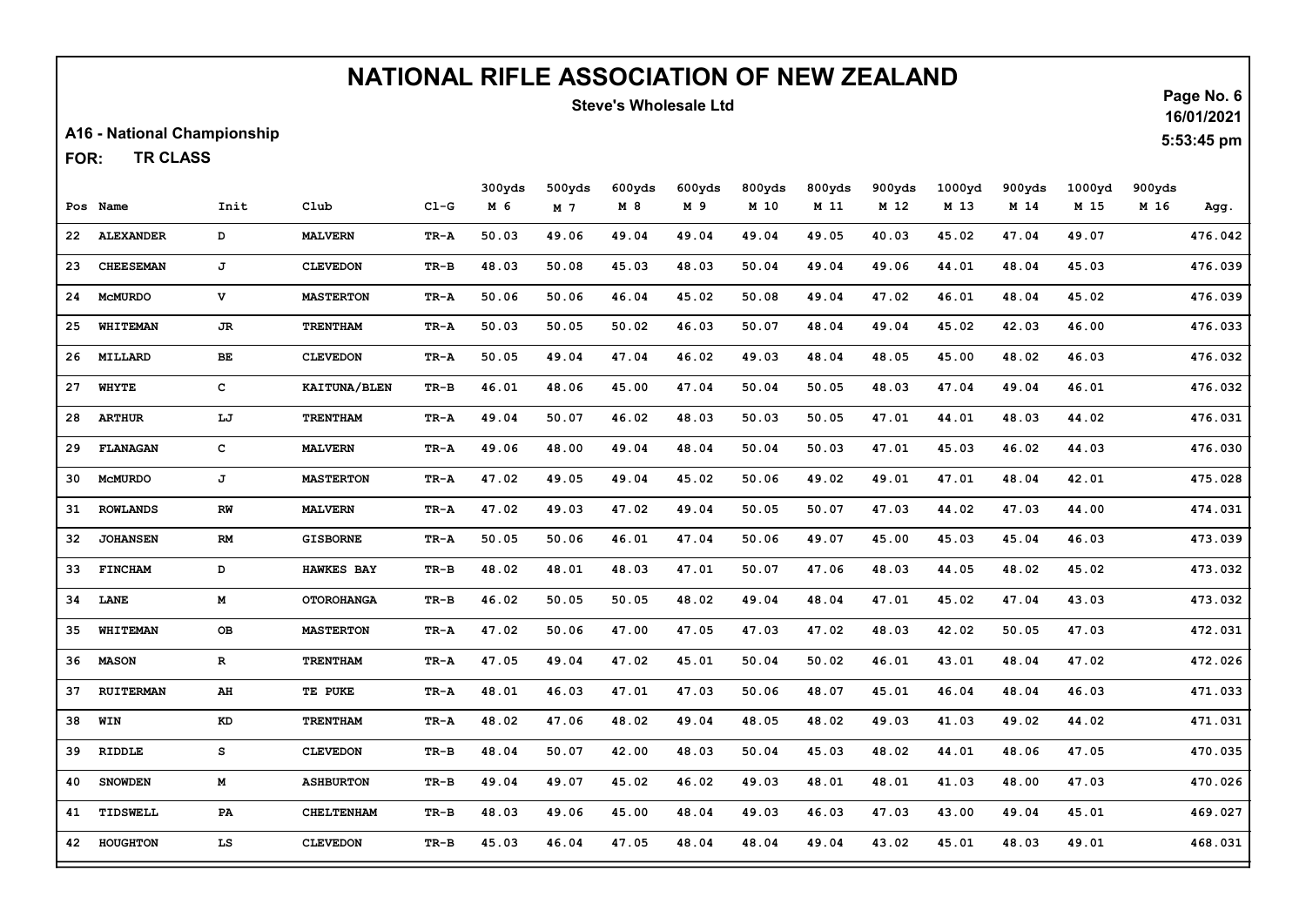# NATIONAL RIFLE ASSOCIATION OF NEW ZEALAND

**Steve's Wholesale Ltd**

**A16 - National Championship**

**FOR: TR CLASS**

16/01/2021
5:53:45 pm

| Pos | Name | Init | Club | Cl-G | 300yds M 6 | 500yds M 7 | 600yds M 8 | 600yds M 9 | 800yds M 10 | 800yds M 11 | 900yds M 12 | 1000yd M 13 | 900yds M 14 | 1000yd M 15 | 900yds M 16 | Agg. |
|---|---|---|---|---|---|---|---|---|---|---|---|---|---|---|---|---|
| 22 | ALEXANDER | D | MALVERN | TR-A | 50.03 | 49.06 | 49.04 | 49.04 | 49.04 | 49.05 | 40.03 | 45.02 | 47.04 | 49.07 | | 476.042 |
| 23 | CHEESEMAN | J | CLEVEDON | TR-B | 48.03 | 50.08 | 45.03 | 48.03 | 50.04 | 49.04 | 49.06 | 44.01 | 48.04 | 45.03 | | 476.039 |
| 24 | McMURDO | V | MASTERTON | TR-A | 50.06 | 50.06 | 46.04 | 45.02 | 50.08 | 49.04 | 47.02 | 46.01 | 48.04 | 45.02 | | 476.039 |
| 25 | WHITEMAN | JR | TRENTHAM | TR-A | 50.03 | 50.05 | 50.02 | 46.03 | 50.07 | 48.04 | 49.04 | 45.02 | 42.03 | 46.00 | | 476.033 |
| 26 | MILLARD | BE | CLEVEDON | TR-A | 50.05 | 49.04 | 47.04 | 46.02 | 49.03 | 48.04 | 48.05 | 45.00 | 48.02 | 46.03 | | 476.032 |
| 27 | WHYTE | C | KAITUNA/BLEN | TR-B | 46.01 | 48.06 | 45.00 | 47.04 | 50.04 | 50.05 | 48.03 | 47.04 | 49.04 | 46.01 | | 476.032 |
| 28 | ARTHUR | LJ | TRENTHAM | TR-A | 49.04 | 50.07 | 46.02 | 48.03 | 50.03 | 50.05 | 47.01 | 44.01 | 48.03 | 44.02 | | 476.031 |
| 29 | FLANAGAN | C | MALVERN | TR-A | 49.06 | 48.00 | 49.04 | 48.04 | 50.04 | 50.03 | 47.01 | 45.03 | 46.02 | 44.03 | | 476.030 |
| 30 | McMURDO | J | MASTERTON | TR-A | 47.02 | 49.05 | 49.04 | 45.02 | 50.06 | 49.02 | 49.01 | 47.01 | 48.04 | 42.01 | | 475.028 |
| 31 | ROWLANDS | RW | MALVERN | TR-A | 47.02 | 49.03 | 47.02 | 49.04 | 50.05 | 50.07 | 47.03 | 44.02 | 47.03 | 44.00 | | 474.031 |
| 32 | JOHANSEN | RM | GISBORNE | TR-A | 50.05 | 50.06 | 46.01 | 47.04 | 50.06 | 49.07 | 45.00 | 45.03 | 45.04 | 46.03 | | 473.039 |
| 33 | FINCHAM | D | HAWKES BAY | TR-B | 48.02 | 48.01 | 48.03 | 47.01 | 50.07 | 47.06 | 48.03 | 44.05 | 48.02 | 45.02 | | 473.032 |
| 34 | LANE | M | OTOROHANGA | TR-B | 46.02 | 50.05 | 50.05 | 48.02 | 49.04 | 48.04 | 47.01 | 45.02 | 47.04 | 43.03 | | 473.032 |
| 35 | WHITEMAN | OB | MASTERTON | TR-A | 47.02 | 50.06 | 47.00 | 47.05 | 47.03 | 47.02 | 48.03 | 42.02 | 50.05 | 47.03 | | 472.031 |
| 36 | MASON | R | TRENTHAM | TR-A | 47.05 | 49.04 | 47.02 | 45.01 | 50.04 | 50.02 | 46.01 | 43.01 | 48.04 | 47.02 | | 472.026 |
| 37 | RUITERMAN | AH | TE PUKE | TR-A | 48.01 | 46.03 | 47.01 | 47.03 | 50.06 | 48.07 | 45.01 | 46.04 | 48.04 | 46.03 | | 471.033 |
| 38 | WIN | KD | TRENTHAM | TR-A | 48.02 | 47.06 | 48.02 | 49.04 | 48.05 | 48.02 | 49.03 | 41.03 | 49.02 | 44.02 | | 471.031 |
| 39 | RIDDLE | S | CLEVEDON | TR-B | 48.04 | 50.07 | 42.00 | 48.03 | 50.04 | 45.03 | 48.02 | 44.01 | 48.06 | 47.05 | | 470.035 |
| 40 | SNOWDEN | M | ASHBURTON | TR-B | 49.04 | 49.07 | 45.02 | 46.02 | 49.03 | 48.01 | 48.01 | 41.03 | 48.00 | 47.03 | | 470.026 |
| 41 | TIDSWELL | PA | CHELTENHAM | TR-B | 48.03 | 49.06 | 45.00 | 48.04 | 49.03 | 46.03 | 47.03 | 43.00 | 49.04 | 45.01 | | 469.027 |
| 42 | HOUGHTON | LS | CLEVEDON | TR-B | 45.03 | 46.04 | 47.05 | 48.04 | 48.04 | 49.04 | 43.02 | 45.01 | 48.03 | 49.01 | | 468.031 |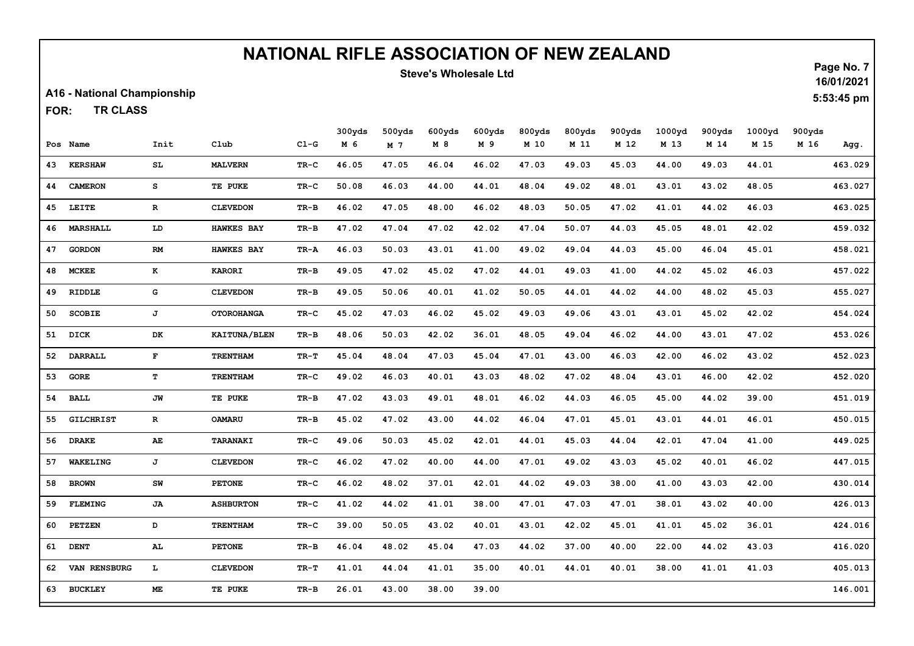# NATIONAL RIFLE ASSOCIATION OF NEW ZEALAND

**Steve's Wholesale Ltd**

**A16 - National Championship**

**FOR: TR CLASS**

Page No. 7
16/01/2021
5:53:45 pm

| Pos | Name | Init | Club | Cl-G | 300yds M 6 | 500yds M 7 | 600yds M 8 | 600yds M 9 | 800yds M 10 | 800yds M 11 | 900yds M 12 | 1000yd M 13 | 900yds M 14 | 1000yd M 15 | 900yds M 16 | Agg. |
|---|---|---|---|---|---|---|---|---|---|---|---|---|---|---|---|---|
| 43 | KERSHAW | SL | MALVERN | TR-C | 46.05 | 47.05 | 46.04 | 46.02 | 47.03 | 49.03 | 45.03 | 44.00 | 49.03 | 44.01 | | 463.029 |
| 44 | CAMERON | S | TE PUKE | TR-C | 50.08 | 46.03 | 44.00 | 44.01 | 48.04 | 49.02 | 48.01 | 43.01 | 43.02 | 48.05 | | 463.027 |
| 45 | LEITE | R | CLEVEDON | TR-B | 46.02 | 47.05 | 48.00 | 46.02 | 48.03 | 50.05 | 47.02 | 41.01 | 44.02 | 46.03 | | 463.025 |
| 46 | MARSHALL | LD | HAWKES BAY | TR-B | 47.02 | 47.04 | 47.02 | 42.02 | 47.04 | 50.07 | 44.03 | 45.05 | 48.01 | 42.02 | | 459.032 |
| 47 | GORDON | RM | HAWKES BAY | TR-A | 46.03 | 50.03 | 43.01 | 41.00 | 49.02 | 49.04 | 44.03 | 45.00 | 46.04 | 45.01 | | 458.021 |
| 48 | MCKEE | K | KARORI | TR-B | 49.05 | 47.02 | 45.02 | 47.02 | 44.01 | 49.03 | 41.00 | 44.02 | 45.02 | 46.03 | | 457.022 |
| 49 | RIDDLE | G | CLEVEDON | TR-B | 49.05 | 50.06 | 40.01 | 41.02 | 50.05 | 44.01 | 44.02 | 44.00 | 48.02 | 45.03 | | 455.027 |
| 50 | SCOBIE | J | OTOROHANGA | TR-C | 45.02 | 47.03 | 46.02 | 45.02 | 49.03 | 49.06 | 43.01 | 43.01 | 45.02 | 42.02 | | 454.024 |
| 51 | DICK | DK | KAITUNA/BLEN | TR-B | 48.06 | 50.03 | 42.02 | 36.01 | 48.05 | 49.04 | 46.02 | 44.00 | 43.01 | 47.02 | | 453.026 |
| 52 | DARRALL | F | TRENTHAM | TR-T | 45.04 | 48.04 | 47.03 | 45.04 | 47.01 | 43.00 | 46.03 | 42.00 | 46.02 | 43.02 | | 452.023 |
| 53 | GORE | T | TRENTHAM | TR-C | 49.02 | 46.03 | 40.01 | 43.03 | 48.02 | 47.02 | 48.04 | 43.01 | 46.00 | 42.02 | | 452.020 |
| 54 | BALL | JW | TE PUKE | TR-B | 47.02 | 43.03 | 49.01 | 48.01 | 46.02 | 44.03 | 46.05 | 45.00 | 44.02 | 39.00 | | 451.019 |
| 55 | GILCHRIST | R | OAMARU | TR-B | 45.02 | 47.02 | 43.00 | 44.02 | 46.04 | 47.01 | 45.01 | 43.01 | 44.01 | 46.01 | | 450.015 |
| 56 | DRAKE | AE | TARANAKI | TR-C | 49.06 | 50.03 | 45.02 | 42.01 | 44.01 | 45.03 | 44.04 | 42.01 | 47.04 | 41.00 | | 449.025 |
| 57 | WAKELING | J | CLEVEDON | TR-C | 46.02 | 47.02 | 40.00 | 44.00 | 47.01 | 49.02 | 43.03 | 45.02 | 40.01 | 46.02 | | 447.015 |
| 58 | BROWN | SW | PETONE | TR-C | 46.02 | 48.02 | 37.01 | 42.01 | 44.02 | 49.03 | 38.00 | 41.00 | 43.03 | 42.00 | | 430.014 |
| 59 | FLEMING | JA | ASHBURTON | TR-C | 41.02 | 44.02 | 41.01 | 38.00 | 47.01 | 47.03 | 47.01 | 38.01 | 43.02 | 40.00 | | 426.013 |
| 60 | PETZEN | D | TRENTHAM | TR-C | 39.00 | 50.05 | 43.02 | 40.01 | 43.01 | 42.02 | 45.01 | 41.01 | 45.02 | 36.01 | | 424.016 |
| 61 | DENT | AL | PETONE | TR-B | 46.04 | 48.02 | 45.04 | 47.03 | 44.02 | 37.00 | 40.00 | 22.00 | 44.02 | 43.03 | | 416.020 |
| 62 | VAN RENSBURG | L | CLEVEDON | TR-T | 41.01 | 44.04 | 41.01 | 35.00 | 40.01 | 44.01 | 40.01 | 38.00 | 41.01 | 41.03 | | 405.013 |
| 63 | BUCKLEY | ME | TE PUKE | TR-B | 26.01 | 43.00 | 38.00 | 39.00 | | | | | | | | 146.001 |